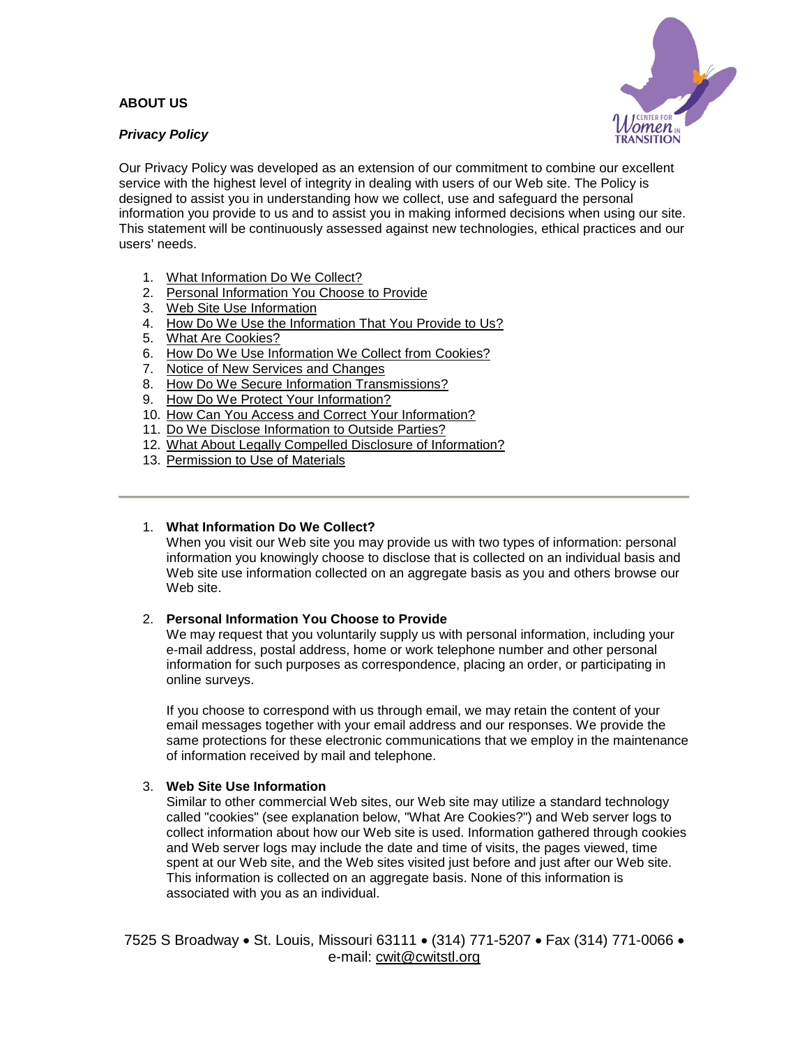**ABOUT US**

***Privacy Policy***

Our Privacy Policy was developed as an extension of our commitment to combine our excellent service with the highest level of integrity in dealing with users of our Web site. The Policy is designed to assist you in understanding how we collect, use and safeguard the personal information you provide to us and to assist you in making informed decisions when using our site. This statement will be continuously assessed against new technologies, ethical practices and our users' needs.

1. What Information Do We Collect?
2. Personal Information You Choose to Provide
3. Web Site Use Information
4. How Do We Use the Information That You Provide to Us?
5. What Are Cookies?
6. How Do We Use Information We Collect from Cookies?
7. Notice of New Services and Changes
8. How Do We Secure Information Transmissions?
9. How Do We Protect Your Information?
10. How Can You Access and Correct Your Information?
11. Do We Disclose Information to Outside Parties?
12. What About Legally Compelled Disclosure of Information?
13. Permission to Use of Materials

---

1. **What Information Do We Collect?**
   When you visit our Web site you may provide us with two types of information: personal information you knowingly choose to disclose that is collected on an individual basis and Web site use information collected on an aggregate basis as you and others browse our Web site.

2. **Personal Information You Choose to Provide**
   We may request that you voluntarily supply us with personal information, including your e-mail address, postal address, home or work telephone number and other personal information for such purposes as correspondence, placing an order, or participating in online surveys.

   If you choose to correspond with us through email, we may retain the content of your email messages together with your email address and our responses. We provide the same protections for these electronic communications that we employ in the maintenance of information received by mail and telephone.

3. **Web Site Use Information**
   Similar to other commercial Web sites, our Web site may utilize a standard technology called "cookies" (see explanation below, "What Are Cookies?") and Web server logs to collect information about how our Web site is used. Information gathered through cookies and Web server logs may include the date and time of visits, the pages viewed, time spent at our Web site, and the Web sites visited just before and just after our Web site. This information is collected on an aggregate basis. None of this information is associated with you as an individual.

7525 S Broadway • St. Louis, Missouri 63111 • (314) 771-5207 • Fax (314) 771-0066 • e-mail: cwit@cwitstl.org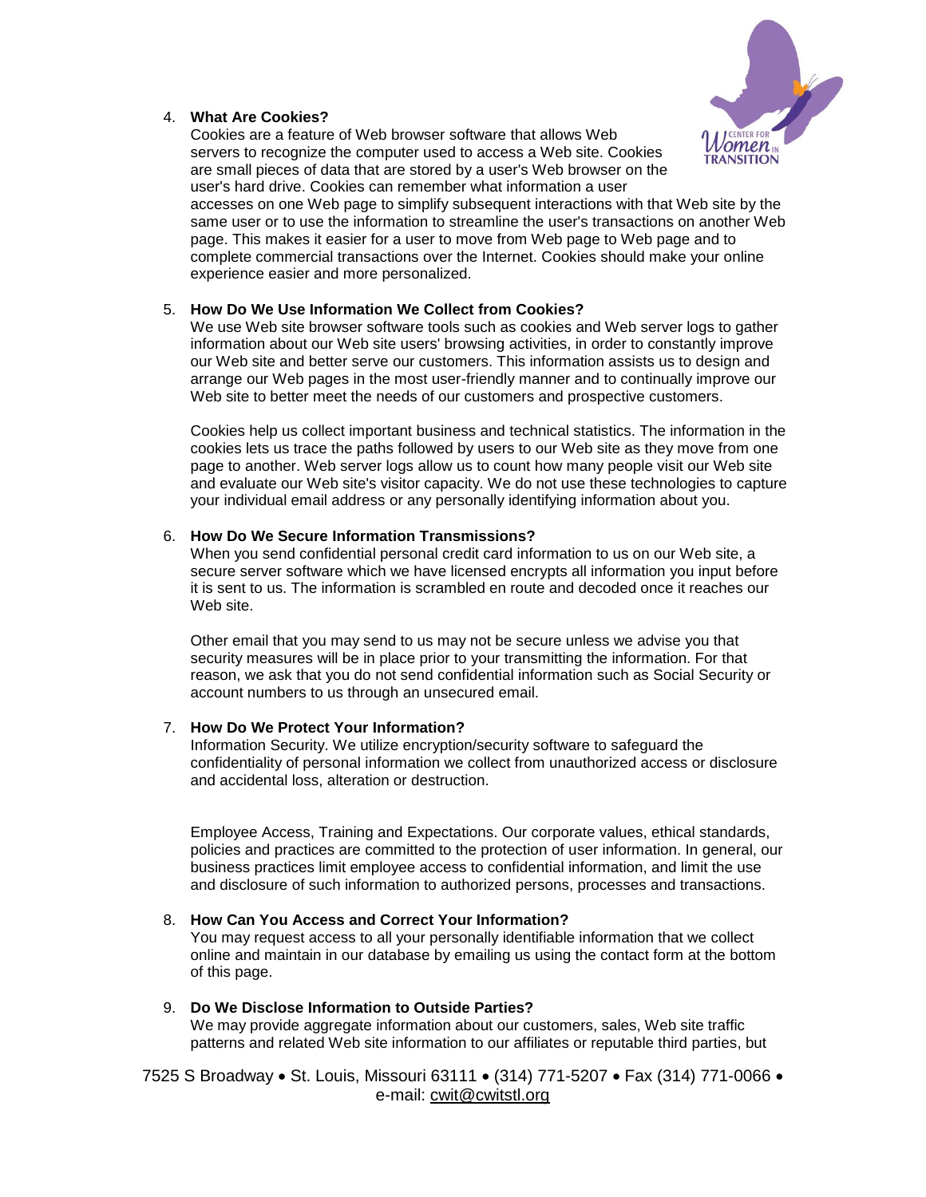4. **What Are Cookies?**
   Cookies are a feature of Web browser software that allows Web servers to recognize the computer used to access a Web site. Cookies are small pieces of data that are stored by a user's Web browser on the user's hard drive. Cookies can remember what information a user accesses on one Web page to simplify subsequent interactions with that Web site by the same user or to use the information to streamline the user's transactions on another Web page. This makes it easier for a user to move from Web page to Web page and to complete commercial transactions over the Internet. Cookies should make your online experience easier and more personalized.

5. **How Do We Use Information We Collect from Cookies?**
   We use Web site browser software tools such as cookies and Web server logs to gather information about our Web site users' browsing activities, in order to constantly improve our Web site and better serve our customers. This information assists us to design and arrange our Web pages in the most user-friendly manner and to continually improve our Web site to better meet the needs of our customers and prospective customers.

   Cookies help us collect important business and technical statistics. The information in the cookies lets us trace the paths followed by users to our Web site as they move from one page to another. Web server logs allow us to count how many people visit our Web site and evaluate our Web site's visitor capacity. We do not use these technologies to capture your individual email address or any personally identifying information about you.

6. **How Do We Secure Information Transmissions?**
   When you send confidential personal credit card information to us on our Web site, a secure server software which we have licensed encrypts all information you input before it is sent to us. The information is scrambled en route and decoded once it reaches our Web site.

   Other email that you may send to us may not be secure unless we advise you that security measures will be in place prior to your transmitting the information. For that reason, we ask that you do not send confidential information such as Social Security or account numbers to us through an unsecured email.

7. **How Do We Protect Your Information?**
   Information Security. We utilize encryption/security software to safeguard the confidentiality of personal information we collect from unauthorized access or disclosure and accidental loss, alteration or destruction.

   Employee Access, Training and Expectations. Our corporate values, ethical standards, policies and practices are committed to the protection of user information. In general, our business practices limit employee access to confidential information, and limit the use and disclosure of such information to authorized persons, processes and transactions.

8. **How Can You Access and Correct Your Information?**
   You may request access to all your personally identifiable information that we collect online and maintain in our database by emailing us using the contact form at the bottom of this page.

9. **Do We Disclose Information to Outside Parties?**
   We may provide aggregate information about our customers, sales, Web site traffic patterns and related Web site information to our affiliates or reputable third parties, but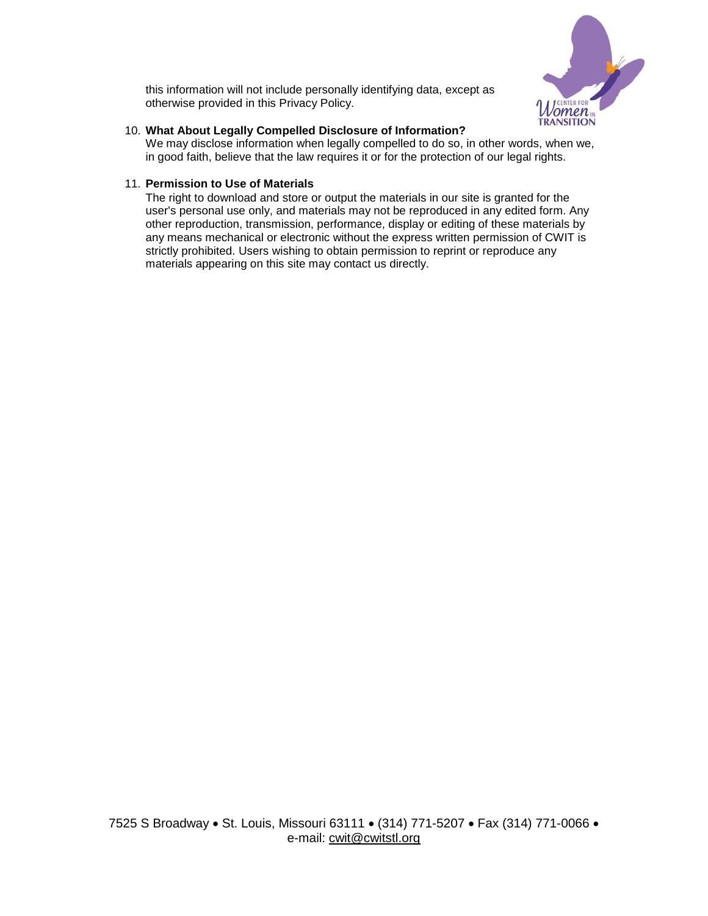this information will not include personally identifying data, except as otherwise provided in this Privacy Policy.

10. **What About Legally Compelled Disclosure of Information?**
    We may disclose information when legally compelled to do so, in other words, when we, in good faith, believe that the law requires it or for the protection of our legal rights.

11. **Permission to Use of Materials**
    The right to download and store or output the materials in our site is granted for the user's personal use only, and materials may not be reproduced in any edited form. Any other reproduction, transmission, performance, display or editing of these materials by any means mechanical or electronic without the express written permission of CWIT is strictly prohibited. Users wishing to obtain permission to reprint or reproduce any materials appearing on this site may contact us directly.

7525 S Broadway • St. Louis, Missouri 63111 • (314) 771-5207 • Fax (314) 771-0066 • e-mail: cwit@cwitstl.org